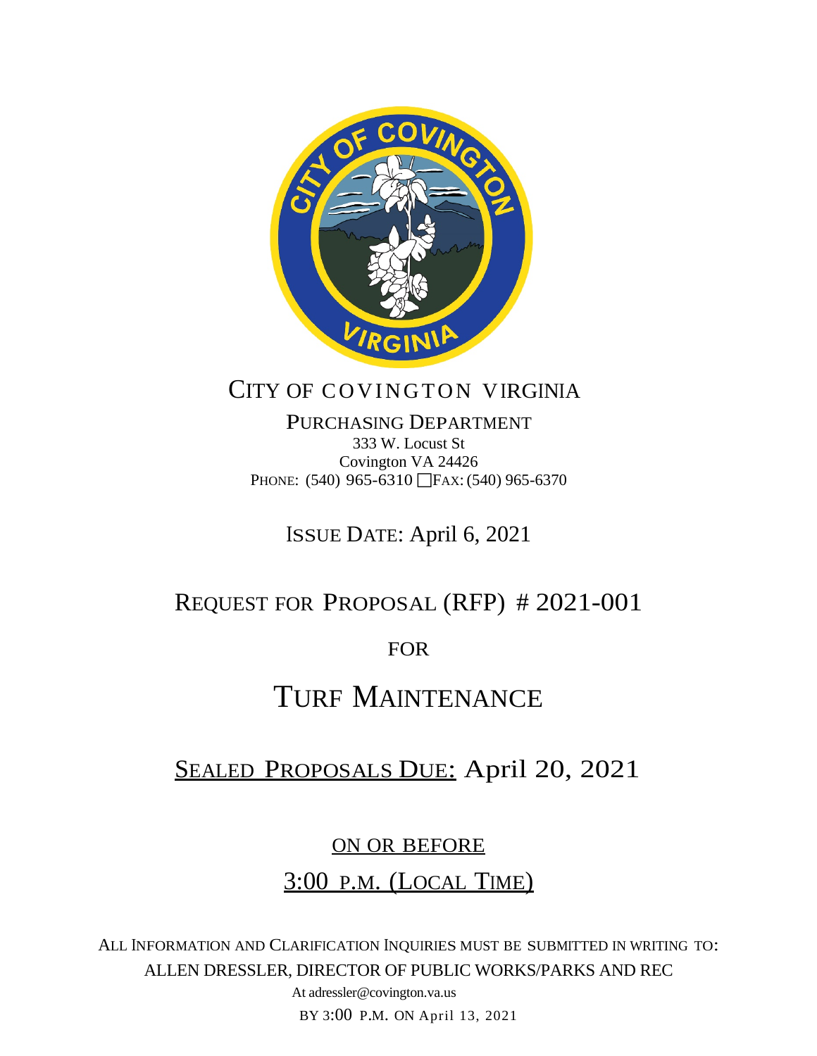# CITY OF COVINGTON VIRGINIA

PURCHASING DEPARTMENT
333 W. Locust St
Covington VA 24426
PHONE: (540) 965-6310 ☐FAX: (540) 965-6370

ISSUE DATE: April 6, 2021

## REQUEST FOR PROPOSAL (RFP) # 2021-001

FOR

# TURF MAINTENANCE

## SEALED PROPOSALS DUE: April 20, 2021

ON OR BEFORE

3:00 P.M. (LOCAL TIME)

ALL INFORMATION AND CLARIFICATION INQUIRIES MUST BE SUBMITTED IN WRITING TO:
ALLEN DRESSLER, DIRECTOR OF PUBLIC WORKS/PARKS AND REC
At adressler@covington.va.us
BY 3:00 P.M. ON April 13, 2021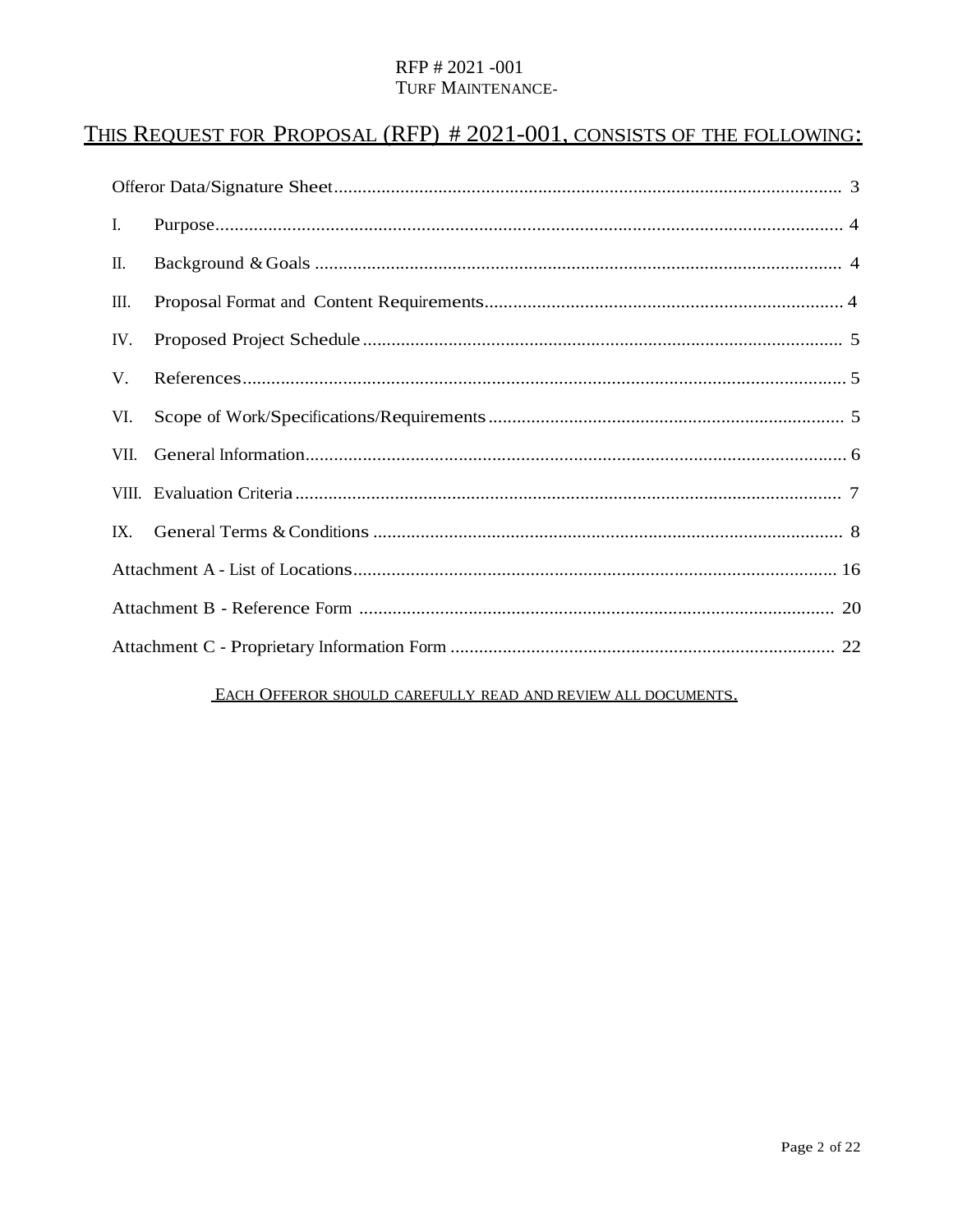## THIS REQUEST FOR PROPOSAL (RFP) # 2021-001, CONSISTS OF THE FOLLOWING:

| | | |
|---|---|---|
| Offeror Data/Signature Sheet | | 3 |
| I. | Purpose | 4 |
| II. | Background & Goals | 4 |
| III. | Proposal Format and Content Requirements | 4 |
| IV. | Proposed Project Schedule | 5 |
| V. | References | 5 |
| VI. | Scope of Work/Specifications/Requirements | 5 |
| VII. | General Information | 6 |
| VIII. | Evaluation Criteria | 7 |
| IX. | General Terms & Conditions | 8 |
| Attachment A - List of Locations | | 16 |
| Attachment B - Reference Form | | 20 |
| Attachment C - Proprietary Information Form | | 22 |

EACH OFFEROR SHOULD CAREFULLY READ AND REVIEW ALL DOCUMENTS.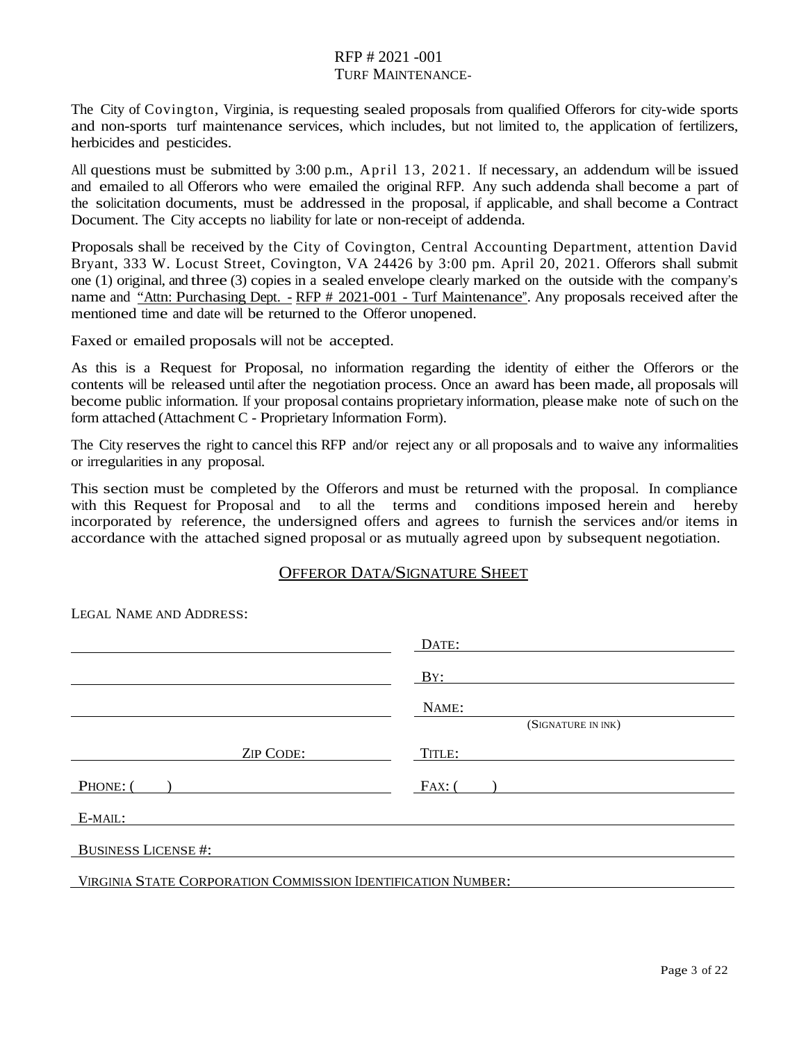# RFP # 2021 -001
## TURF MAINTENANCE-

The City of Covington, Virginia, is requesting sealed proposals from qualified Offerors for city-wide sports and non-sports turf maintenance services, which includes, but not limited to, the application of fertilizers, herbicides and pesticides.

All questions must be submitted by 3:00 p.m., April 13, 2021. If necessary, an addendum will be issued and emailed to all Offerors who were emailed the original RFP. Any such addenda shall become a part of the solicitation documents, must be addressed in the proposal, if applicable, and shall become a Contract Document. The City accepts no liability for late or non-receipt of addenda.

Proposals shall be received by the City of Covington, Central Accounting Department, attention David Bryant, 333 W. Locust Street, Covington, VA 24426 by 3:00 pm. April 20, 2021. Offerors shall submit one (1) original, and three (3) copies in a sealed envelope clearly marked on the outside with the company's name and "Attn: Purchasing Dept. - RFP # 2021-001 - Turf Maintenance". Any proposals received after the mentioned time and date will be returned to the Offeror unopened.

Faxed or emailed proposals will not be accepted.

As this is a Request for Proposal, no information regarding the identity of either the Offerors or the contents will be released until after the negotiation process. Once an award has been made, all proposals will become public information. If your proposal contains proprietary information, please make note of such on the form attached (Attachment C - Proprietary Information Form).

The City reserves the right to cancel this RFP and/or reject any or all proposals and to waive any informalities or irregularities in any proposal.

This section must be completed by the Offerors and must be returned with the proposal. In compliance with this Request for Proposal and to all the terms and conditions imposed herein and hereby incorporated by reference, the undersigned offers and agrees to furnish the services and/or items in accordance with the attached signed proposal or as mutually agreed upon by subsequent negotiation.

## OFFEROR DATA/SIGNATURE SHEET

LEGAL NAME AND ADDRESS:

| | |
|---|---|
| ______________________________ | DATE: ______________________________ |
| ______________________________ | BY: ______________________________ |
| ______________________________ | NAME: ______________________________ (SIGNATURE IN INK) |
| ZIP CODE: ______________ | TITLE: ______________________________ |
| PHONE: ( ) ______________________ | FAX: ( ) ______________________ |

E-MAIL: ______________________________

BUSINESS LICENSE #: ______________________________

VIRGINIA STATE CORPORATION COMMISSION IDENTIFICATION NUMBER: ______________________________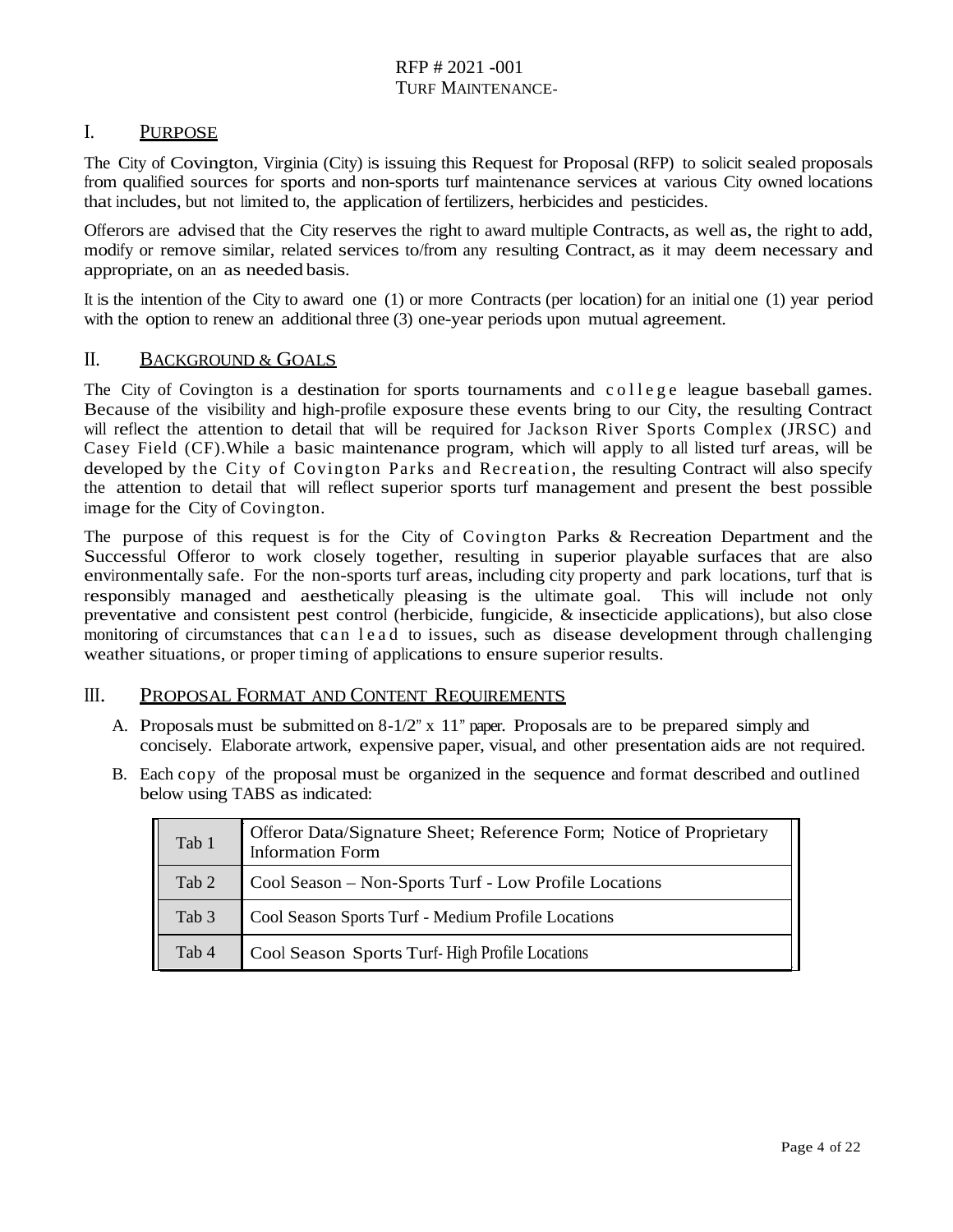RFP # 2021 -001
TURF MAINTENANCE-

## I. PURPOSE

The City of Covington, Virginia (City) is issuing this Request for Proposal (RFP) to solicit sealed proposals from qualified sources for sports and non-sports turf maintenance services at various City owned locations that includes, but not limited to, the application of fertilizers, herbicides and pesticides.

Offerors are advised that the City reserves the right to award multiple Contracts, as well as, the right to add, modify or remove similar, related services to/from any resulting Contract, as it may deem necessary and appropriate, on an as needed basis.

It is the intention of the City to award one (1) or more Contracts (per location) for an initial one (1) year period with the option to renew an additional three (3) one-year periods upon mutual agreement.

## II. BACKGROUND & GOALS

The City of Covington is a destination for sports tournaments and college league baseball games. Because of the visibility and high-profile exposure these events bring to our City, the resulting Contract will reflect the attention to detail that will be required for Jackson River Sports Complex (JRSC) and Casey Field (CF).While a basic maintenance program, which will apply to all listed turf areas, will be developed by the City of Covington Parks and Recreation, the resulting Contract will also specify the attention to detail that will reflect superior sports turf management and present the best possible image for the City of Covington.

The purpose of this request is for the City of Covington Parks & Recreation Department and the Successful Offeror to work closely together, resulting in superior playable surfaces that are also environmentally safe. For the non-sports turf areas, including city property and park locations, turf that is responsibly managed and aesthetically pleasing is the ultimate goal. This will include not only preventative and consistent pest control (herbicide, fungicide, & insecticide applications), but also close monitoring of circumstances that can lead to issues, such as disease development through challenging weather situations, or proper timing of applications to ensure superior results.

## III. PROPOSAL FORMAT AND CONTENT REQUIREMENTS

A. Proposals must be submitted on 8-1/2" x 11" paper. Proposals are to be prepared simply and concisely. Elaborate artwork, expensive paper, visual, and other presentation aids are not required.

B. Each copy of the proposal must be organized in the sequence and format described and outlined below using TABS as indicated:

| Tab | Content |
|---|---|
| Tab 1 | Offeror Data/Signature Sheet; Reference Form; Notice of Proprietary Information Form |
| Tab 2 | Cool Season – Non-Sports Turf - Low Profile Locations |
| Tab 3 | Cool Season Sports Turf - Medium Profile Locations |
| Tab 4 | Cool Season Sports Turf- High Profile Locations |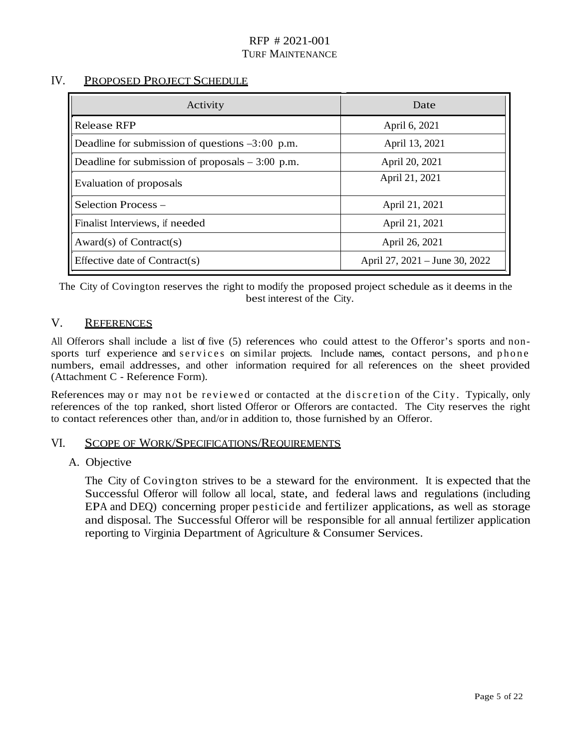## IV. Proposed Project Schedule

| Activity | Date |
| --- | --- |
| Release RFP | April 6, 2021 |
| Deadline for submission of questions –3:00 p.m. | April 13, 2021 |
| Deadline for submission of proposals – 3:00 p.m. | April 20, 2021 |
| Evaluation of proposals | April 21, 2021 |
| Selection Process – | April 21, 2021 |
| Finalist Interviews, if needed | April 21, 2021 |
| Award(s) of Contract(s) | April 26, 2021 |
| Effective date of Contract(s) | April 27, 2021 – June 30, 2022 |

The City of Covington reserves the right to modify the proposed project schedule as it deems in the best interest of the City.

## V. References

All Offerors shall include a list of five (5) references who could attest to the Offeror's sports and non-sports turf experience and services on similar projects. Include names, contact persons, and phone numbers, email addresses, and other information required for all references on the sheet provided (Attachment C - Reference Form).

References may or may not be reviewed or contacted at the discretion of the City. Typically, only references of the top ranked, short listed Offeror or Offerors are contacted. The City reserves the right to contact references other than, and/or in addition to, those furnished by an Offeror.

## VI. Scope of Work/Specifications/Requirements

### A. Objective

The City of Covington strives to be a steward for the environment. It is expected that the Successful Offeror will follow all local, state, and federal laws and regulations (including EPA and DEQ) concerning proper pesticide and fertilizer applications, as well as storage and disposal. The Successful Offeror will be responsible for all annual fertilizer application reporting to Virginia Department of Agriculture & Consumer Services.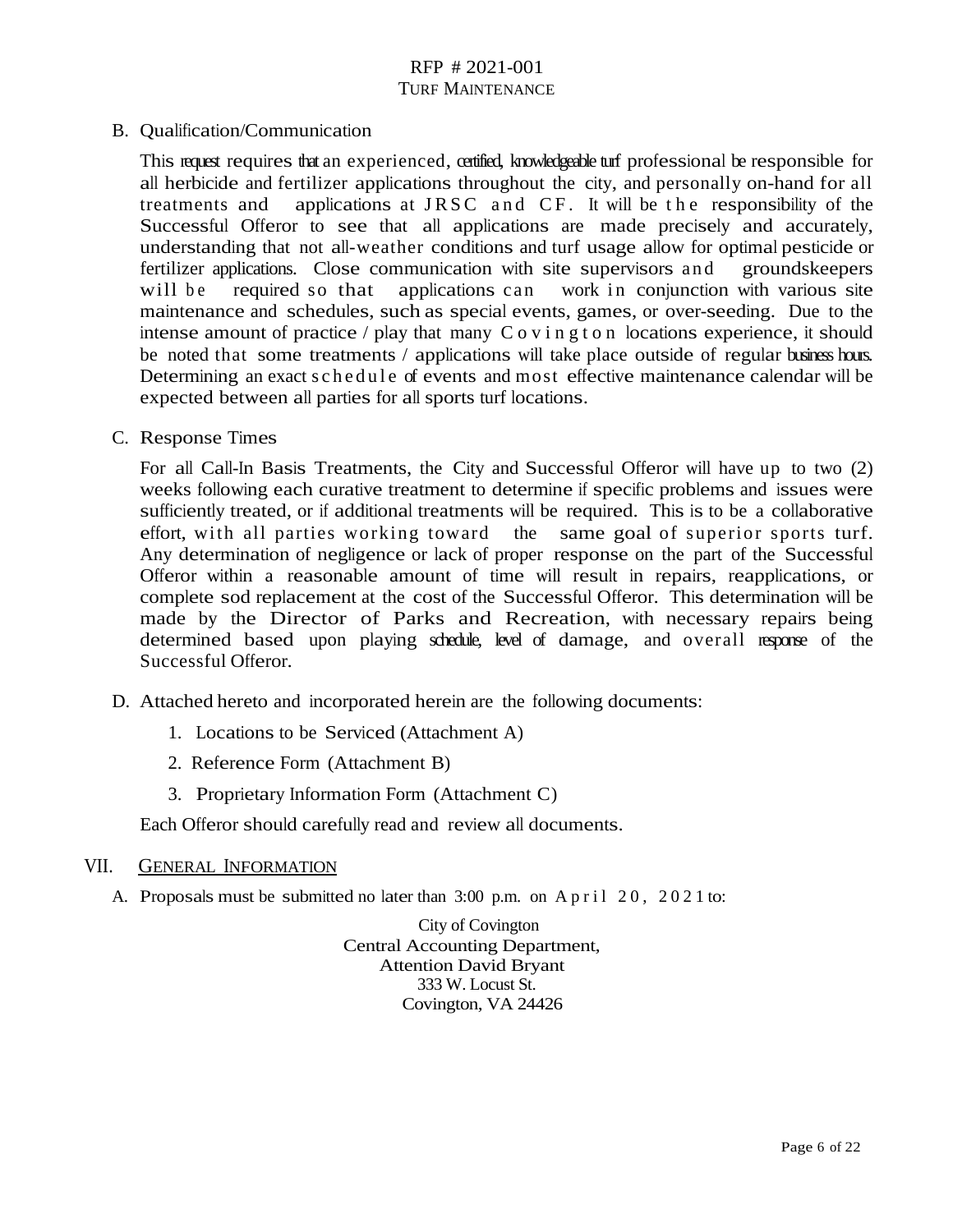B. Qualification/Communication

This request requires that an experienced, certified, knowledgeable turf professional be responsible for all herbicide and fertilizer applications throughout the city, and personally on-hand for all treatments and applications at JRSC and CF. It will be the responsibility of the Successful Offeror to see that all applications are made precisely and accurately, understanding that not all-weather conditions and turf usage allow for optimal pesticide or fertilizer applications. Close communication with site supervisors and groundskeepers will be required so that applications can work in conjunction with various site maintenance and schedules, such as special events, games, or over-seeding. Due to the intense amount of practice / play that many Covington locations experience, it should be noted that some treatments / applications will take place outside of regular business hours. Determining an exact schedule of events and most effective maintenance calendar will be expected between all parties for all sports turf locations.

C. Response Times

For all Call-In Basis Treatments, the City and Successful Offeror will have up to two (2) weeks following each curative treatment to determine if specific problems and issues were sufficiently treated, or if additional treatments will be required. This is to be a collaborative effort, with all parties working toward the same goal of superior sports turf. Any determination of negligence or lack of proper response on the part of the Successful Offeror within a reasonable amount of time will result in repairs, reapplications, or complete sod replacement at the cost of the Successful Offeror. This determination will be made by the Director of Parks and Recreation, with necessary repairs being determined based upon playing schedule, level of damage, and overall response of the Successful Offeror.

D. Attached hereto and incorporated herein are the following documents:

1. Locations to be Serviced (Attachment A)
2. Reference Form (Attachment B)
3. Proprietary Information Form (Attachment C)

Each Offeror should carefully read and review all documents.

## VII. GENERAL INFORMATION

A. Proposals must be submitted no later than 3:00 p.m. on April 20, 2021 to:

City of Covington
Central Accounting Department,
Attention David Bryant
333 W. Locust St.
Covington, VA 24426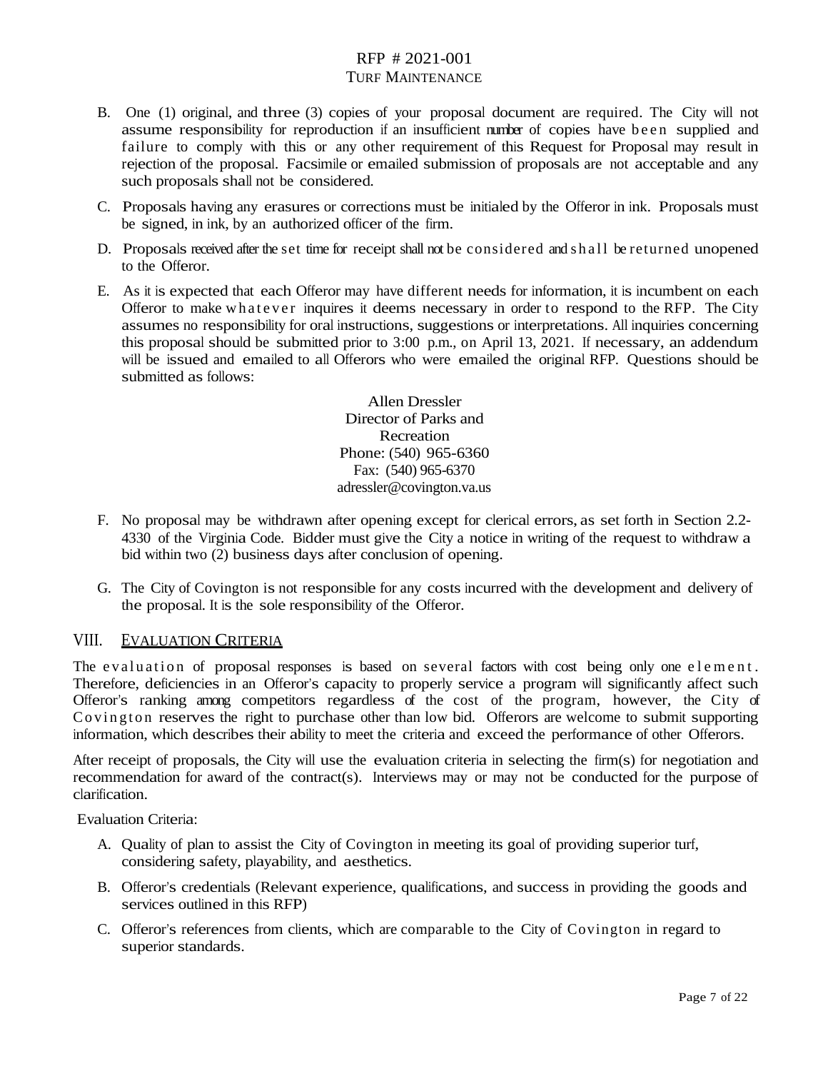B. One (1) original, and three (3) copies of your proposal document are required. The City will not assume responsibility for reproduction if an insufficient number of copies have been supplied and failure to comply with this or any other requirement of this Request for Proposal may result in rejection of the proposal. Facsimile or emailed submission of proposals are not acceptable and any such proposals shall not be considered.

C. Proposals having any erasures or corrections must be initialed by the Offeror in ink. Proposals must be signed, in ink, by an authorized officer of the firm.

D. Proposals received after the set time for receipt shall not be considered and shall be returned unopened to the Offeror.

E. As it is expected that each Offeror may have different needs for information, it is incumbent on each Offeror to make whatever inquires it deems necessary in order to respond to the RFP. The City assumes no responsibility for oral instructions, suggestions or interpretations. All inquiries concerning this proposal should be submitted prior to 3:00 p.m., on April 13, 2021. If necessary, an addendum will be issued and emailed to all Offerors who were emailed the original RFP. Questions should be submitted as follows:

   Allen Dressler
   Director of Parks and Recreation
   Phone: (540) 965-6360
   Fax: (540) 965-6370
   adressler@covington.va.us

F. No proposal may be withdrawn after opening except for clerical errors, as set forth in Section 2.2-4330 of the Virginia Code. Bidder must give the City a notice in writing of the request to withdraw a bid within two (2) business days after conclusion of opening.

G. The City of Covington is not responsible for any costs incurred with the development and delivery of the proposal. It is the sole responsibility of the Offeror.

## VIII. EVALUATION CRITERIA

The evaluation of proposal responses is based on several factors with cost being only one element. Therefore, deficiencies in an Offeror's capacity to properly service a program will significantly affect such Offeror's ranking among competitors regardless of the cost of the program, however, the City of Covington reserves the right to purchase other than low bid. Offerors are welcome to submit supporting information, which describes their ability to meet the criteria and exceed the performance of other Offerors.

After receipt of proposals, the City will use the evaluation criteria in selecting the firm(s) for negotiation and recommendation for award of the contract(s). Interviews may or may not be conducted for the purpose of clarification.

Evaluation Criteria:

A. Quality of plan to assist the City of Covington in meeting its goal of providing superior turf, considering safety, playability, and aesthetics.

B. Offeror's credentials (Relevant experience, qualifications, and success in providing the goods and services outlined in this RFP)

C. Offeror's references from clients, which are comparable to the City of Covington in regard to superior standards.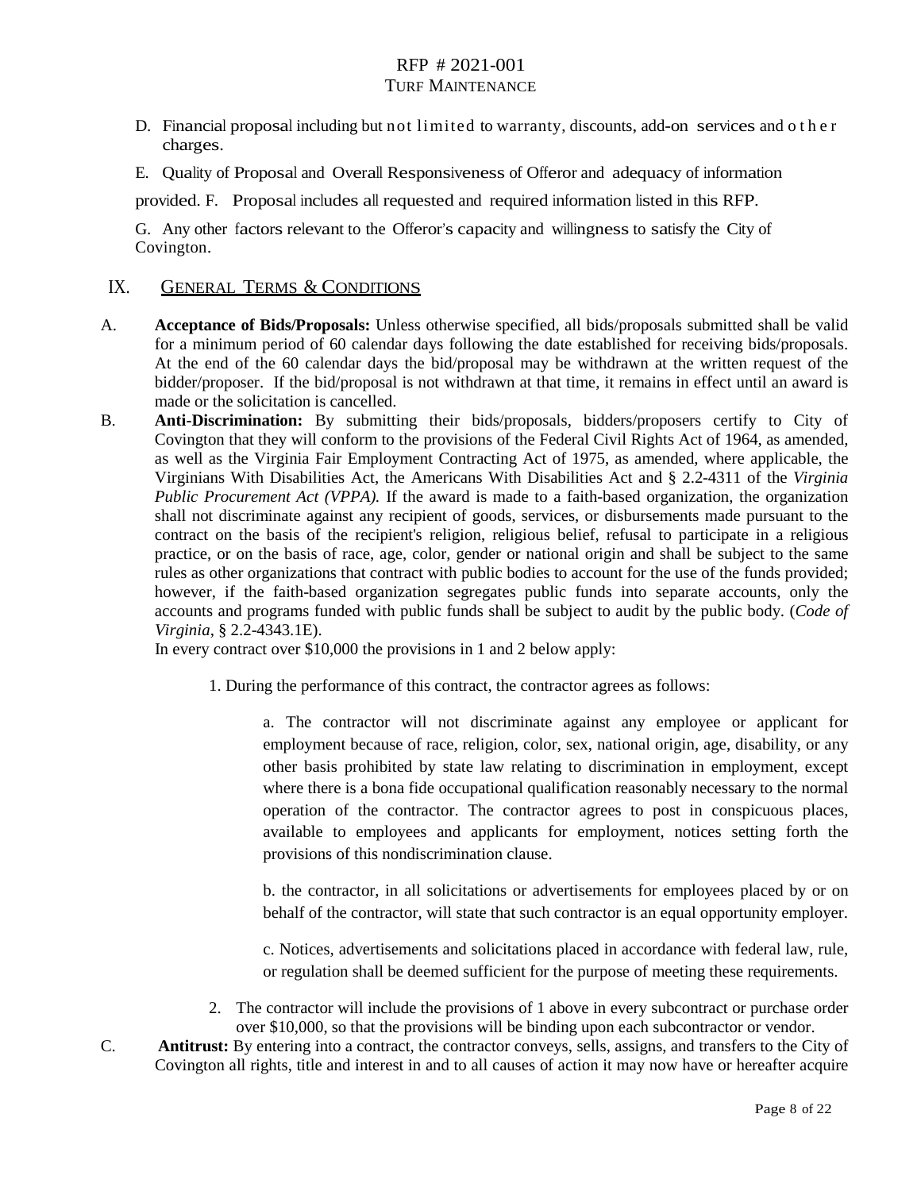D. Financial proposal including but not limited to warranty, discounts, add-on services and other charges.

E. Quality of Proposal and Overall Responsiveness of Offeror and adequacy of information provided.

F. Proposal includes all requested and required information listed in this RFP.

G. Any other factors relevant to the Offeror's capacity and willingness to satisfy the City of Covington.

## IX. GENERAL TERMS & CONDITIONS

A. **Acceptance of Bids/Proposals:** Unless otherwise specified, all bids/proposals submitted shall be valid for a minimum period of 60 calendar days following the date established for receiving bids/proposals. At the end of the 60 calendar days the bid/proposal may be withdrawn at the written request of the bidder/proposer. If the bid/proposal is not withdrawn at that time, it remains in effect until an award is made or the solicitation is cancelled.

B. **Anti-Discrimination:** By submitting their bids/proposals, bidders/proposers certify to City of Covington that they will conform to the provisions of the Federal Civil Rights Act of 1964, as amended, as well as the Virginia Fair Employment Contracting Act of 1975, as amended, where applicable, the Virginians With Disabilities Act, the Americans With Disabilities Act and § 2.2-4311 of the *Virginia Public Procurement Act (VPPA).* If the award is made to a faith-based organization, the organization shall not discriminate against any recipient of goods, services, or disbursements made pursuant to the contract on the basis of the recipient's religion, religious belief, refusal to participate in a religious practice, or on the basis of race, age, color, gender or national origin and shall be subject to the same rules as other organizations that contract with public bodies to account for the use of the funds provided; however, if the faith-based organization segregates public funds into separate accounts, only the accounts and programs funded with public funds shall be subject to audit by the public body. (*Code of Virginia*, § 2.2-4343.1E).

In every contract over $10,000 the provisions in 1 and 2 below apply:

1. During the performance of this contract, the contractor agrees as follows:

    a. The contractor will not discriminate against any employee or applicant for employment because of race, religion, color, sex, national origin, age, disability, or any other basis prohibited by state law relating to discrimination in employment, except where there is a bona fide occupational qualification reasonably necessary to the normal operation of the contractor. The contractor agrees to post in conspicuous places, available to employees and applicants for employment, notices setting forth the provisions of this nondiscrimination clause.

    b. the contractor, in all solicitations or advertisements for employees placed by or on behalf of the contractor, will state that such contractor is an equal opportunity employer.

    c. Notices, advertisements and solicitations placed in accordance with federal law, rule, or regulation shall be deemed sufficient for the purpose of meeting these requirements.

2. The contractor will include the provisions of 1 above in every subcontract or purchase order over $10,000, so that the provisions will be binding upon each subcontractor or vendor.

C. **Antitrust:** By entering into a contract, the contractor conveys, sells, assigns, and transfers to the City of Covington all rights, title and interest in and to all causes of action it may now have or hereafter acquire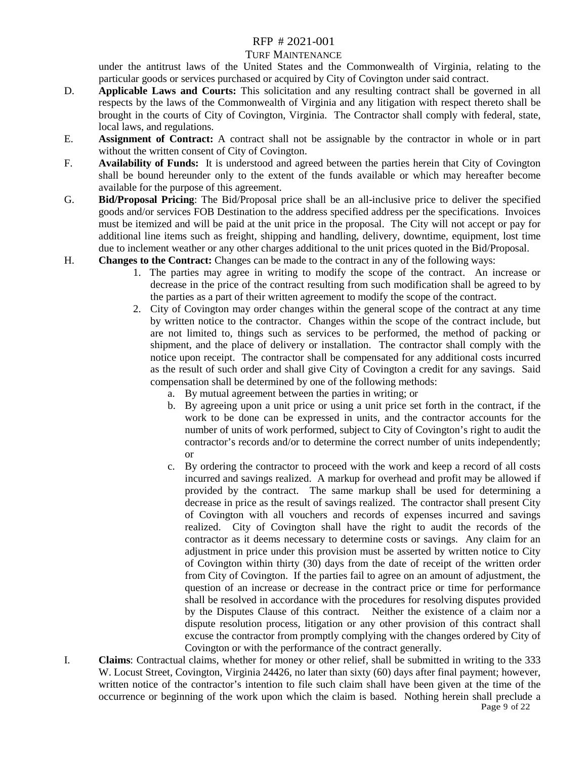under the antitrust laws of the United States and the Commonwealth of Virginia, relating to the particular goods or services purchased or acquired by City of Covington under said contract.

D. **Applicable Laws and Courts:** This solicitation and any resulting contract shall be governed in all respects by the laws of the Commonwealth of Virginia and any litigation with respect thereto shall be brought in the courts of City of Covington, Virginia. The Contractor shall comply with federal, state, local laws, and regulations.

E. **Assignment of Contract:** A contract shall not be assignable by the contractor in whole or in part without the written consent of City of Covington.

F. **Availability of Funds:** It is understood and agreed between the parties herein that City of Covington shall be bound hereunder only to the extent of the funds available or which may hereafter become available for the purpose of this agreement.

G. **Bid/Proposal Pricing**: The Bid/Proposal price shall be an all-inclusive price to deliver the specified goods and/or services FOB Destination to the address specified address per the specifications. Invoices must be itemized and will be paid at the unit price in the proposal. The City will not accept or pay for additional line items such as freight, shipping and handling, delivery, downtime, equipment, lost time due to inclement weather or any other charges additional to the unit prices quoted in the Bid/Proposal.

H. **Changes to the Contract:** Changes can be made to the contract in any of the following ways:

1. The parties may agree in writing to modify the scope of the contract. An increase or decrease in the price of the contract resulting from such modification shall be agreed to by the parties as a part of their written agreement to modify the scope of the contract.
2. City of Covington may order changes within the general scope of the contract at any time by written notice to the contractor. Changes within the scope of the contract include, but are not limited to, things such as services to be performed, the method of packing or shipment, and the place of delivery or installation. The contractor shall comply with the notice upon receipt. The contractor shall be compensated for any additional costs incurred as the result of such order and shall give City of Covington a credit for any savings. Said compensation shall be determined by one of the following methods:
   a. By mutual agreement between the parties in writing; or
   b. By agreeing upon a unit price or using a unit price set forth in the contract, if the work to be done can be expressed in units, and the contractor accounts for the number of units of work performed, subject to City of Covington's right to audit the contractor's records and/or to determine the correct number of units independently; or
   c. By ordering the contractor to proceed with the work and keep a record of all costs incurred and savings realized. A markup for overhead and profit may be allowed if provided by the contract. The same markup shall be used for determining a decrease in price as the result of savings realized. The contractor shall present City of Covington with all vouchers and records of expenses incurred and savings realized. City of Covington shall have the right to audit the records of the contractor as it deems necessary to determine costs or savings. Any claim for an adjustment in price under this provision must be asserted by written notice to City of Covington within thirty (30) days from the date of receipt of the written order from City of Covington. If the parties fail to agree on an amount of adjustment, the question of an increase or decrease in the contract price or time for performance shall be resolved in accordance with the procedures for resolving disputes provided by the Disputes Clause of this contract. Neither the existence of a claim nor a dispute resolution process, litigation or any other provision of this contract shall excuse the contractor from promptly complying with the changes ordered by City of Covington or with the performance of the contract generally.

I. **Claims**: Contractual claims, whether for money or other relief, shall be submitted in writing to the 333 W. Locust Street, Covington, Virginia 24426, no later than sixty (60) days after final payment; however, written notice of the contractor's intention to file such claim shall have been given at the time of the occurrence or beginning of the work upon which the claim is based. Nothing herein shall preclude a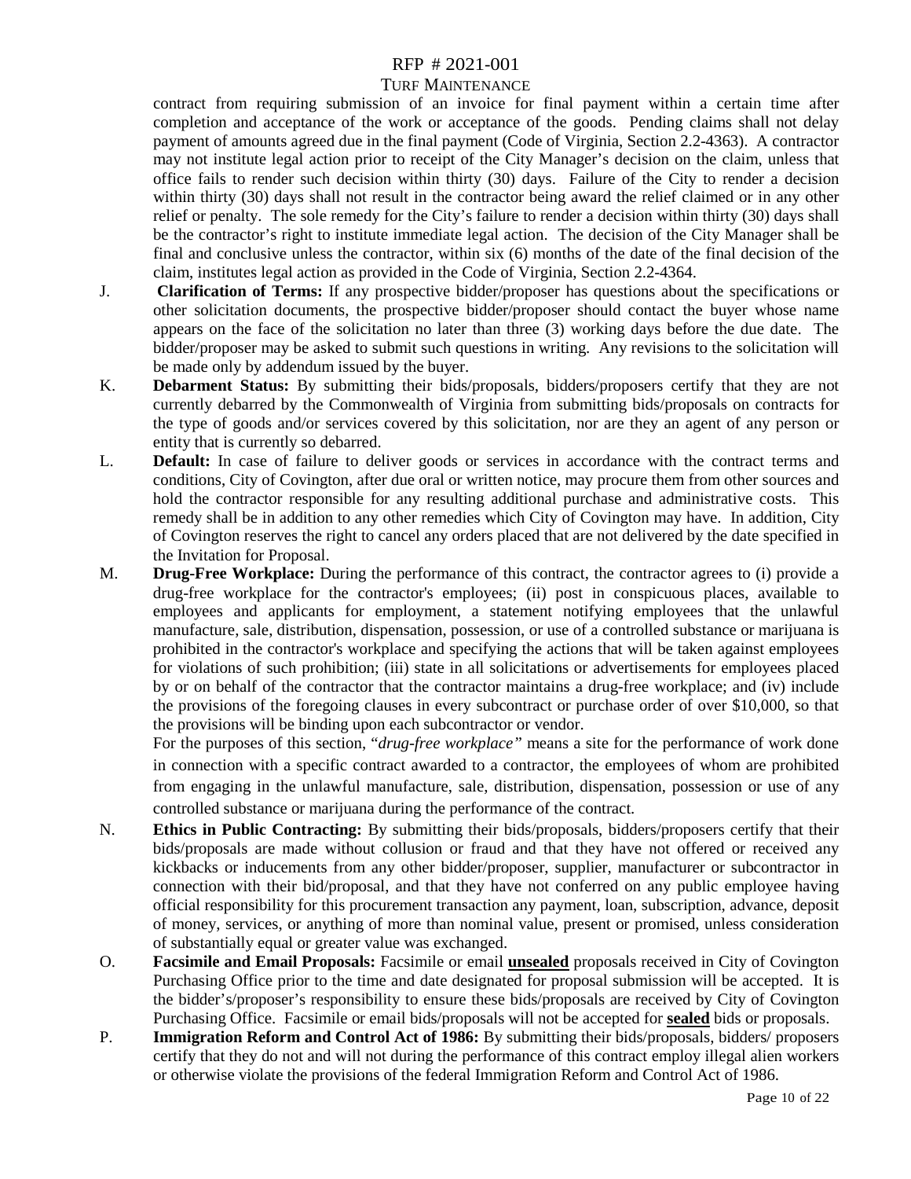contract from requiring submission of an invoice for final payment within a certain time after completion and acceptance of the work or acceptance of the goods. Pending claims shall not delay payment of amounts agreed due in the final payment (Code of Virginia, Section 2.2-4363). A contractor may not institute legal action prior to receipt of the City Manager's decision on the claim, unless that office fails to render such decision within thirty (30) days. Failure of the City to render a decision within thirty (30) days shall not result in the contractor being award the relief claimed or in any other relief or penalty. The sole remedy for the City's failure to render a decision within thirty (30) days shall be the contractor's right to institute immediate legal action. The decision of the City Manager shall be final and conclusive unless the contractor, within six (6) months of the date of the final decision of the claim, institutes legal action as provided in the Code of Virginia, Section 2.2-4364.

J. **Clarification of Terms:** If any prospective bidder/proposer has questions about the specifications or other solicitation documents, the prospective bidder/proposer should contact the buyer whose name appears on the face of the solicitation no later than three (3) working days before the due date. The bidder/proposer may be asked to submit such questions in writing. Any revisions to the solicitation will be made only by addendum issued by the buyer.

K. **Debarment Status:** By submitting their bids/proposals, bidders/proposers certify that they are not currently debarred by the Commonwealth of Virginia from submitting bids/proposals on contracts for the type of goods and/or services covered by this solicitation, nor are they an agent of any person or entity that is currently so debarred.

L. **Default:** In case of failure to deliver goods or services in accordance with the contract terms and conditions, City of Covington, after due oral or written notice, may procure them from other sources and hold the contractor responsible for any resulting additional purchase and administrative costs. This remedy shall be in addition to any other remedies which City of Covington may have. In addition, City of Covington reserves the right to cancel any orders placed that are not delivered by the date specified in the Invitation for Proposal.

M. **Drug-Free Workplace:** During the performance of this contract, the contractor agrees to (i) provide a drug-free workplace for the contractor's employees; (ii) post in conspicuous places, available to employees and applicants for employment, a statement notifying employees that the unlawful manufacture, sale, distribution, dispensation, possession, or use of a controlled substance or marijuana is prohibited in the contractor's workplace and specifying the actions that will be taken against employees for violations of such prohibition; (iii) state in all solicitations or advertisements for employees placed by or on behalf of the contractor that the contractor maintains a drug-free workplace; and (iv) include the provisions of the foregoing clauses in every subcontract or purchase order of over $10,000, so that the provisions will be binding upon each subcontractor or vendor.

For the purposes of this section, "*drug-free workplace"* means a site for the performance of work done in connection with a specific contract awarded to a contractor, the employees of whom are prohibited from engaging in the unlawful manufacture, sale, distribution, dispensation, possession or use of any controlled substance or marijuana during the performance of the contract.

N. **Ethics in Public Contracting:** By submitting their bids/proposals, bidders/proposers certify that their bids/proposals are made without collusion or fraud and that they have not offered or received any kickbacks or inducements from any other bidder/proposer, supplier, manufacturer or subcontractor in connection with their bid/proposal, and that they have not conferred on any public employee having official responsibility for this procurement transaction any payment, loan, subscription, advance, deposit of money, services, or anything of more than nominal value, present or promised, unless consideration of substantially equal or greater value was exchanged.

O. **Facsimile and Email Proposals:** Facsimile or email **unsealed** proposals received in City of Covington Purchasing Office prior to the time and date designated for proposal submission will be accepted. It is the bidder's/proposer's responsibility to ensure these bids/proposals are received by City of Covington Purchasing Office. Facsimile or email bids/proposals will not be accepted for **sealed** bids or proposals.

P. **Immigration Reform and Control Act of 1986:** By submitting their bids/proposals, bidders/ proposers certify that they do not and will not during the performance of this contract employ illegal alien workers or otherwise violate the provisions of the federal Immigration Reform and Control Act of 1986.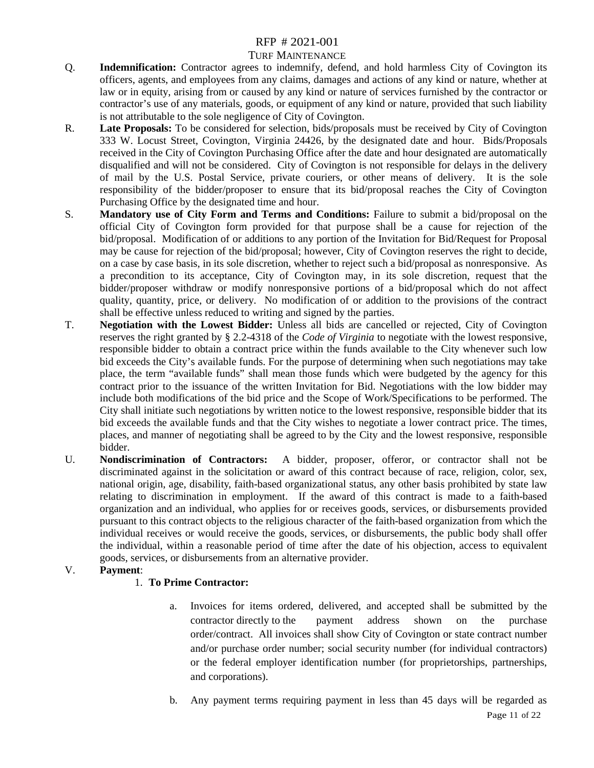Q. **Indemnification:** Contractor agrees to indemnify, defend, and hold harmless City of Covington its officers, agents, and employees from any claims, damages and actions of any kind or nature, whether at law or in equity, arising from or caused by any kind or nature of services furnished by the contractor or contractor's use of any materials, goods, or equipment of any kind or nature, provided that such liability is not attributable to the sole negligence of City of Covington.

R. **Late Proposals:** To be considered for selection, bids/proposals must be received by City of Covington 333 W. Locust Street, Covington, Virginia 24426, by the designated date and hour. Bids/Proposals received in the City of Covington Purchasing Office after the date and hour designated are automatically disqualified and will not be considered. City of Covington is not responsible for delays in the delivery of mail by the U.S. Postal Service, private couriers, or other means of delivery. It is the sole responsibility of the bidder/proposer to ensure that its bid/proposal reaches the City of Covington Purchasing Office by the designated time and hour.

S. **Mandatory use of City Form and Terms and Conditions:** Failure to submit a bid/proposal on the official City of Covington form provided for that purpose shall be a cause for rejection of the bid/proposal. Modification of or additions to any portion of the Invitation for Bid/Request for Proposal may be cause for rejection of the bid/proposal; however, City of Covington reserves the right to decide, on a case by case basis, in its sole discretion, whether to reject such a bid/proposal as nonresponsive. As a precondition to its acceptance, City of Covington may, in its sole discretion, request that the bidder/proposer withdraw or modify nonresponsive portions of a bid/proposal which do not affect quality, quantity, price, or delivery. No modification of or addition to the provisions of the contract shall be effective unless reduced to writing and signed by the parties.

T. **Negotiation with the Lowest Bidder:** Unless all bids are cancelled or rejected, City of Covington reserves the right granted by § 2.2-4318 of the *Code of Virginia* to negotiate with the lowest responsive, responsible bidder to obtain a contract price within the funds available to the City whenever such low bid exceeds the City's available funds. For the purpose of determining when such negotiations may take place, the term "available funds" shall mean those funds which were budgeted by the agency for this contract prior to the issuance of the written Invitation for Bid. Negotiations with the low bidder may include both modifications of the bid price and the Scope of Work/Specifications to be performed. The City shall initiate such negotiations by written notice to the lowest responsive, responsible bidder that its bid exceeds the available funds and that the City wishes to negotiate a lower contract price. The times, places, and manner of negotiating shall be agreed to by the City and the lowest responsive, responsible bidder.

U. **Nondiscrimination of Contractors:** A bidder, proposer, offeror, or contractor shall not be discriminated against in the solicitation or award of this contract because of race, religion, color, sex, national origin, age, disability, faith-based organizational status, any other basis prohibited by state law relating to discrimination in employment. If the award of this contract is made to a faith-based organization and an individual, who applies for or receives goods, services, or disbursements provided pursuant to this contract objects to the religious character of the faith-based organization from which the individual receives or would receive the goods, services, or disbursements, the public body shall offer the individual, within a reasonable period of time after the date of his objection, access to equivalent goods, services, or disbursements from an alternative provider.

V. **Payment**:

1. **To Prime Contractor:**

   a. Invoices for items ordered, delivered, and accepted shall be submitted by the contractor directly to the payment address shown on the purchase order/contract. All invoices shall show City of Covington or state contract number and/or purchase order number; social security number (for individual contractors) or the federal employer identification number (for proprietorships, partnerships, and corporations).

   b. Any payment terms requiring payment in less than 45 days will be regarded as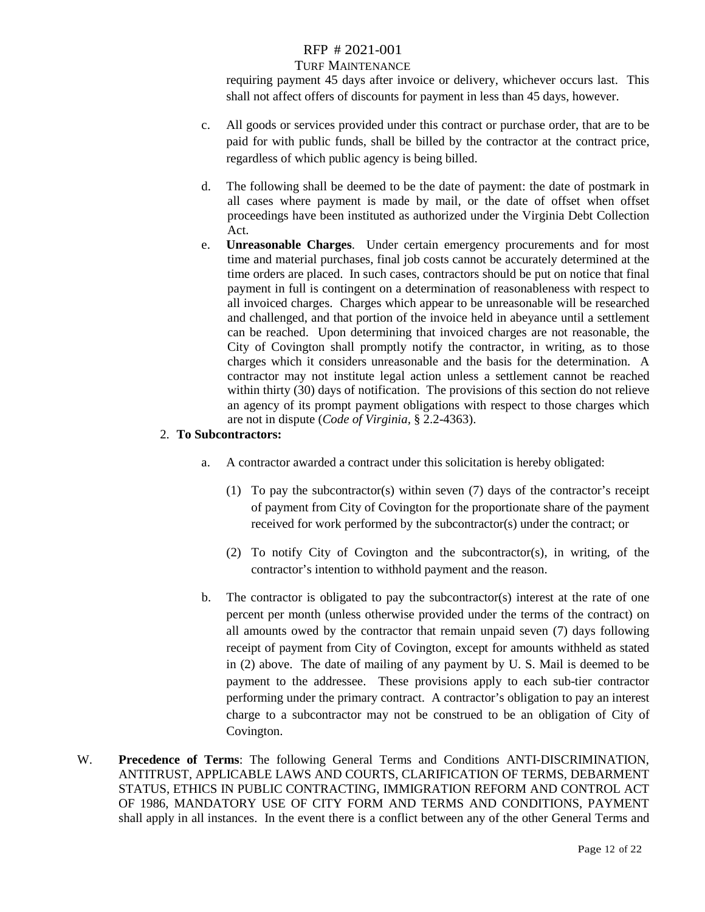requiring payment 45 days after invoice or delivery, whichever occurs last. This shall not affect offers of discounts for payment in less than 45 days, however.

c. All goods or services provided under this contract or purchase order, that are to be paid for with public funds, shall be billed by the contractor at the contract price, regardless of which public agency is being billed.

d. The following shall be deemed to be the date of payment: the date of postmark in all cases where payment is made by mail, or the date of offset when offset proceedings have been instituted as authorized under the Virginia Debt Collection Act.

e. **Unreasonable Charges**. Under certain emergency procurements and for most time and material purchases, final job costs cannot be accurately determined at the time orders are placed. In such cases, contractors should be put on notice that final payment in full is contingent on a determination of reasonableness with respect to all invoiced charges. Charges which appear to be unreasonable will be researched and challenged, and that portion of the invoice held in abeyance until a settlement can be reached. Upon determining that invoiced charges are not reasonable, the City of Covington shall promptly notify the contractor, in writing, as to those charges which it considers unreasonable and the basis for the determination. A contractor may not institute legal action unless a settlement cannot be reached within thirty (30) days of notification. The provisions of this section do not relieve an agency of its prompt payment obligations with respect to those charges which are not in dispute (*Code of Virginia*, § 2.2-4363).

2. **To Subcontractors:**

a. A contractor awarded a contract under this solicitation is hereby obligated:

(1) To pay the subcontractor(s) within seven (7) days of the contractor's receipt of payment from City of Covington for the proportionate share of the payment received for work performed by the subcontractor(s) under the contract; or

(2) To notify City of Covington and the subcontractor(s), in writing, of the contractor's intention to withhold payment and the reason.

b. The contractor is obligated to pay the subcontractor(s) interest at the rate of one percent per month (unless otherwise provided under the terms of the contract) on all amounts owed by the contractor that remain unpaid seven (7) days following receipt of payment from City of Covington, except for amounts withheld as stated in (2) above. The date of mailing of any payment by U. S. Mail is deemed to be payment to the addressee. These provisions apply to each sub-tier contractor performing under the primary contract. A contractor's obligation to pay an interest charge to a subcontractor may not be construed to be an obligation of City of Covington.

W. **Precedence of Terms**: The following General Terms and Conditions ANTI-DISCRIMINATION, ANTITRUST, APPLICABLE LAWS AND COURTS, CLARIFICATION OF TERMS, DEBARMENT STATUS, ETHICS IN PUBLIC CONTRACTING, IMMIGRATION REFORM AND CONTROL ACT OF 1986, MANDATORY USE OF CITY FORM AND TERMS AND CONDITIONS, PAYMENT shall apply in all instances. In the event there is a conflict between any of the other General Terms and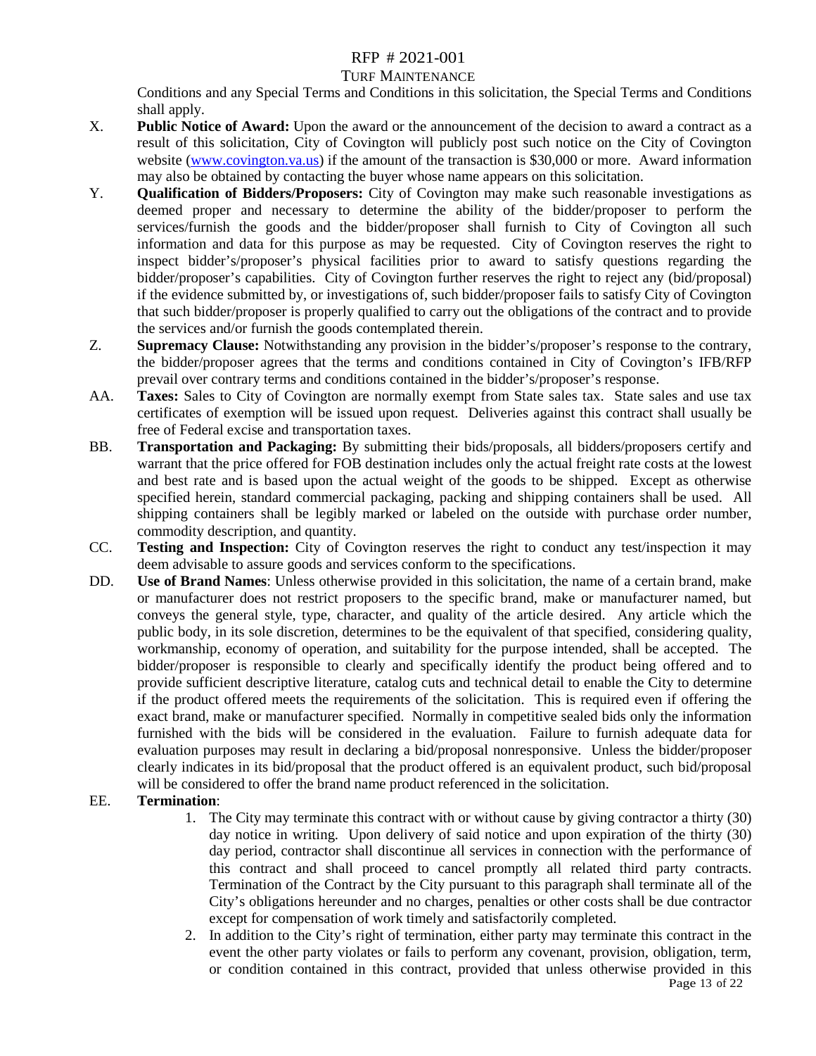Conditions and any Special Terms and Conditions in this solicitation, the Special Terms and Conditions shall apply.

X. **Public Notice of Award:** Upon the award or the announcement of the decision to award a contract as a result of this solicitation, City of Covington will publicly post such notice on the City of Covington website (www.covington.va.us) if the amount of the transaction is $30,000 or more. Award information may also be obtained by contacting the buyer whose name appears on this solicitation.

Y. **Qualification of Bidders/Proposers:** City of Covington may make such reasonable investigations as deemed proper and necessary to determine the ability of the bidder/proposer to perform the services/furnish the goods and the bidder/proposer shall furnish to City of Covington all such information and data for this purpose as may be requested. City of Covington reserves the right to inspect bidder's/proposer's physical facilities prior to award to satisfy questions regarding the bidder/proposer's capabilities. City of Covington further reserves the right to reject any (bid/proposal) if the evidence submitted by, or investigations of, such bidder/proposer fails to satisfy City of Covington that such bidder/proposer is properly qualified to carry out the obligations of the contract and to provide the services and/or furnish the goods contemplated therein.

Z. **Supremacy Clause:** Notwithstanding any provision in the bidder's/proposer's response to the contrary, the bidder/proposer agrees that the terms and conditions contained in City of Covington's IFB/RFP prevail over contrary terms and conditions contained in the bidder's/proposer's response.

AA. **Taxes:** Sales to City of Covington are normally exempt from State sales tax. State sales and use tax certificates of exemption will be issued upon request. Deliveries against this contract shall usually be free of Federal excise and transportation taxes.

BB. **Transportation and Packaging:** By submitting their bids/proposals, all bidders/proposers certify and warrant that the price offered for FOB destination includes only the actual freight rate costs at the lowest and best rate and is based upon the actual weight of the goods to be shipped. Except as otherwise specified herein, standard commercial packaging, packing and shipping containers shall be used. All shipping containers shall be legibly marked or labeled on the outside with purchase order number, commodity description, and quantity.

CC. **Testing and Inspection:** City of Covington reserves the right to conduct any test/inspection it may deem advisable to assure goods and services conform to the specifications.

DD. **Use of Brand Names**: Unless otherwise provided in this solicitation, the name of a certain brand, make or manufacturer does not restrict proposers to the specific brand, make or manufacturer named, but conveys the general style, type, character, and quality of the article desired. Any article which the public body, in its sole discretion, determines to be the equivalent of that specified, considering quality, workmanship, economy of operation, and suitability for the purpose intended, shall be accepted. The bidder/proposer is responsible to clearly and specifically identify the product being offered and to provide sufficient descriptive literature, catalog cuts and technical detail to enable the City to determine if the product offered meets the requirements of the solicitation. This is required even if offering the exact brand, make or manufacturer specified. Normally in competitive sealed bids only the information furnished with the bids will be considered in the evaluation. Failure to furnish adequate data for evaluation purposes may result in declaring a bid/proposal nonresponsive. Unless the bidder/proposer clearly indicates in its bid/proposal that the product offered is an equivalent product, such bid/proposal will be considered to offer the brand name product referenced in the solicitation.

EE. **Termination**:

1. The City may terminate this contract with or without cause by giving contractor a thirty (30) day notice in writing. Upon delivery of said notice and upon expiration of the thirty (30) day period, contractor shall discontinue all services in connection with the performance of this contract and shall proceed to cancel promptly all related third party contracts. Termination of the Contract by the City pursuant to this paragraph shall terminate all of the City's obligations hereunder and no charges, penalties or other costs shall be due contractor except for compensation of work timely and satisfactorily completed.
2. In addition to the City's right of termination, either party may terminate this contract in the event the other party violates or fails to perform any covenant, provision, obligation, term, or condition contained in this contract, provided that unless otherwise provided in this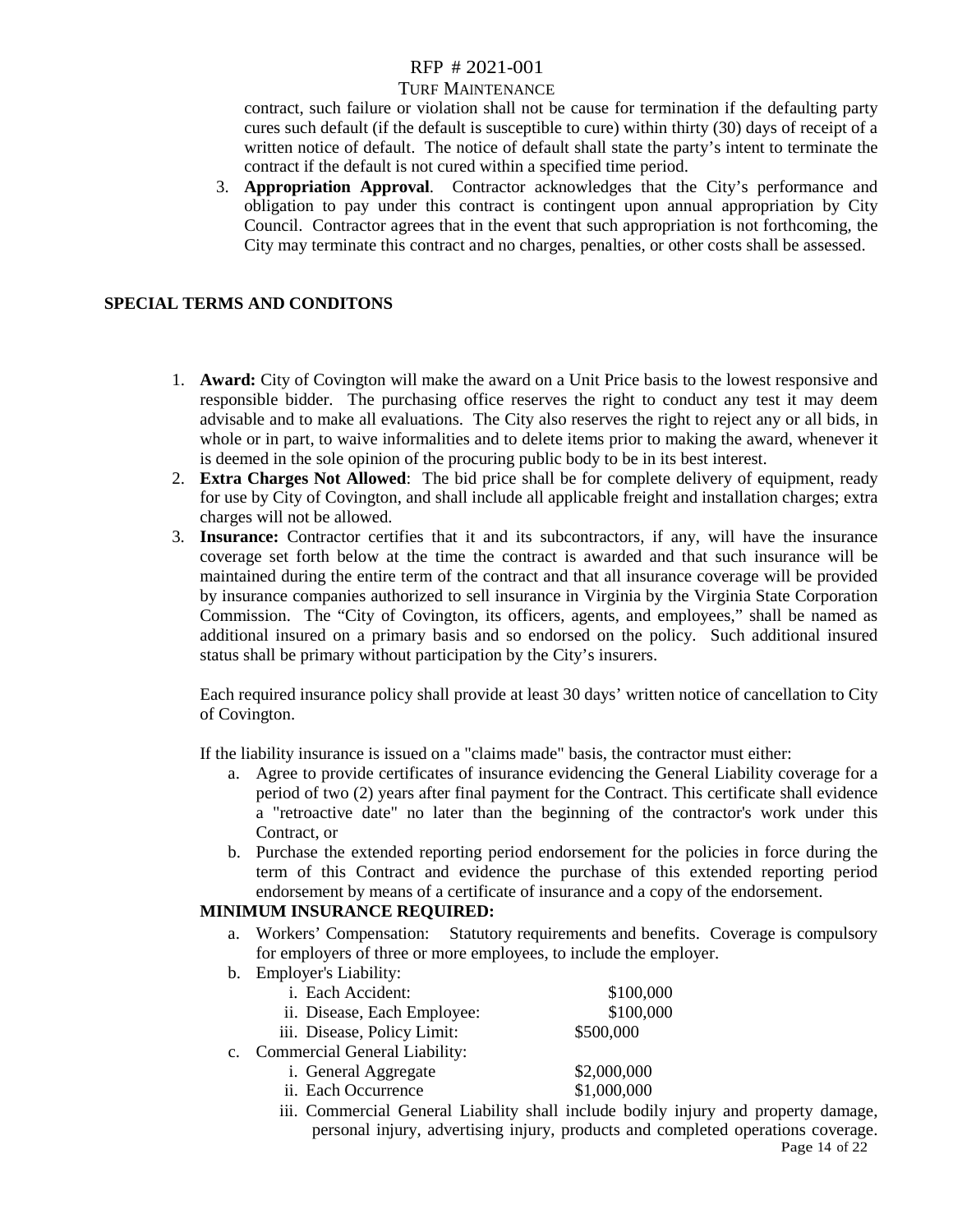contract, such failure or violation shall not be cause for termination if the defaulting party cures such default (if the default is susceptible to cure) within thirty (30) days of receipt of a written notice of default. The notice of default shall state the party's intent to terminate the contract if the default is not cured within a specified time period.

3. **Appropriation Approval**. Contractor acknowledges that the City's performance and obligation to pay under this contract is contingent upon annual appropriation by City Council. Contractor agrees that in the event that such appropriation is not forthcoming, the City may terminate this contract and no charges, penalties, or other costs shall be assessed.

## SPECIAL TERMS AND CONDITONS

1. **Award:** City of Covington will make the award on a Unit Price basis to the lowest responsive and responsible bidder. The purchasing office reserves the right to conduct any test it may deem advisable and to make all evaluations. The City also reserves the right to reject any or all bids, in whole or in part, to waive informalities and to delete items prior to making the award, whenever it is deemed in the sole opinion of the procuring public body to be in its best interest.
2. **Extra Charges Not Allowed**: The bid price shall be for complete delivery of equipment, ready for use by City of Covington, and shall include all applicable freight and installation charges; extra charges will not be allowed.
3. **Insurance:** Contractor certifies that it and its subcontractors, if any, will have the insurance coverage set forth below at the time the contract is awarded and that such insurance will be maintained during the entire term of the contract and that all insurance coverage will be provided by insurance companies authorized to sell insurance in Virginia by the Virginia State Corporation Commission. The "City of Covington, its officers, agents, and employees," shall be named as additional insured on a primary basis and so endorsed on the policy. Such additional insured status shall be primary without participation by the City's insurers.

   Each required insurance policy shall provide at least 30 days' written notice of cancellation to City of Covington.

   If the liability insurance is issued on a "claims made" basis, the contractor must either:

   a. Agree to provide certificates of insurance evidencing the General Liability coverage for a period of two (2) years after final payment for the Contract. This certificate shall evidence a "retroactive date" no later than the beginning of the contractor's work under this Contract, or
   b. Purchase the extended reporting period endorsement for the policies in force during the term of this Contract and evidence the purchase of this extended reporting period endorsement by means of a certificate of insurance and a copy of the endorsement.

   **MINIMUM INSURANCE REQUIRED:**

   a. Workers' Compensation: Statutory requirements and benefits. Coverage is compulsory for employers of three or more employees, to include the employer.
   b. Employer's Liability:
      i. Each Accident: $100,000
      ii. Disease, Each Employee: $100,000
      iii. Disease, Policy Limit: $500,000
   c. Commercial General Liability:
      i. General Aggregate $2,000,000
      ii. Each Occurrence $1,000,000
      iii. Commercial General Liability shall include bodily injury and property damage, personal injury, advertising injury, products and completed operations coverage.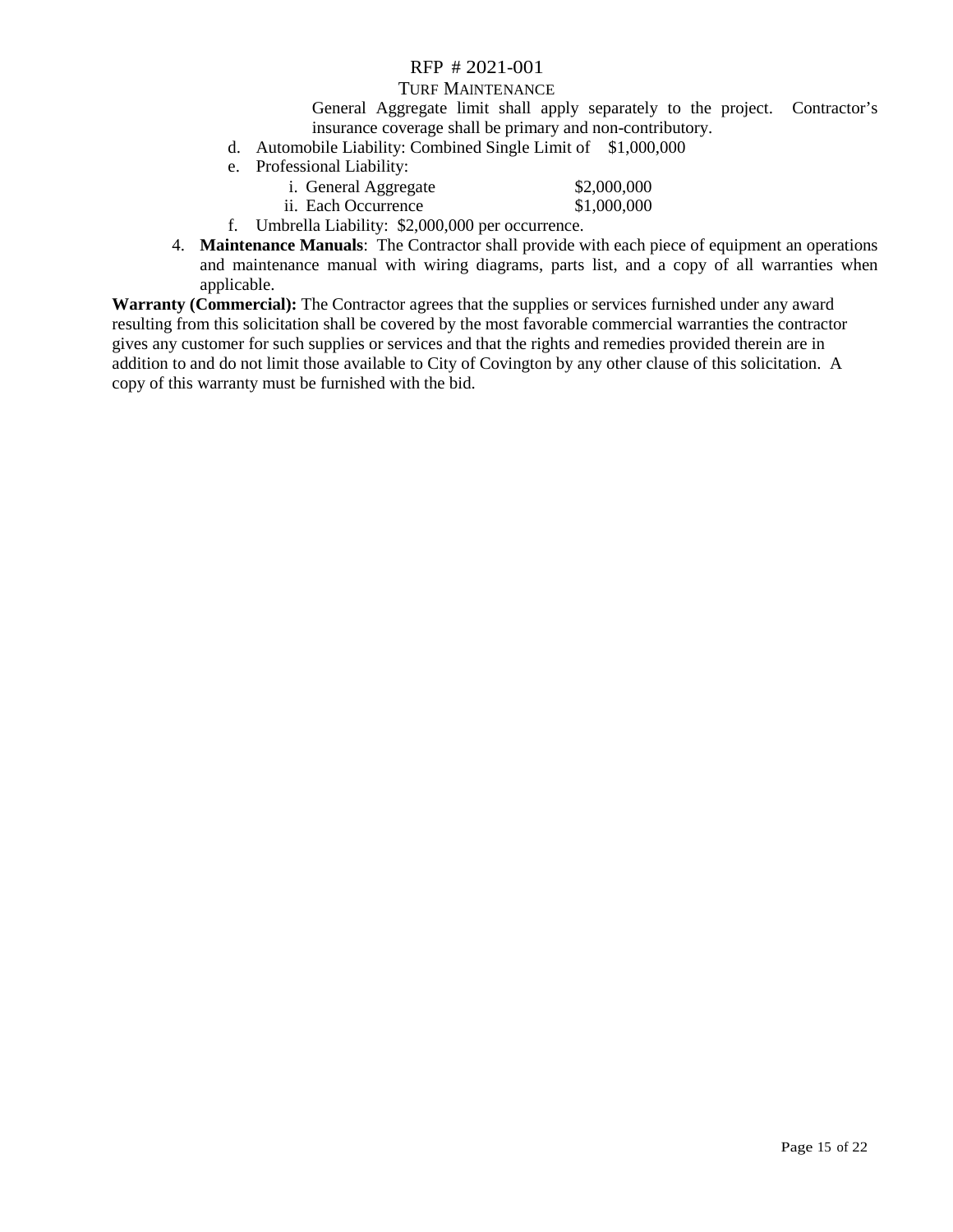General Aggregate limit shall apply separately to the project. Contractor's insurance coverage shall be primary and non-contributory.

   d. Automobile Liability: Combined Single Limit of $1,000,000
   e. Professional Liability:
      i. General Aggregate $2,000,000
      ii. Each Occurrence $1,000,000
   f. Umbrella Liability: $2,000,000 per occurrence.

4. **Maintenance Manuals**: The Contractor shall provide with each piece of equipment an operations and maintenance manual with wiring diagrams, parts list, and a copy of all warranties when applicable.

**Warranty (Commercial):** The Contractor agrees that the supplies or services furnished under any award resulting from this solicitation shall be covered by the most favorable commercial warranties the contractor gives any customer for such supplies or services and that the rights and remedies provided therein are in addition to and do not limit those available to City of Covington by any other clause of this solicitation. A copy of this warranty must be furnished with the bid.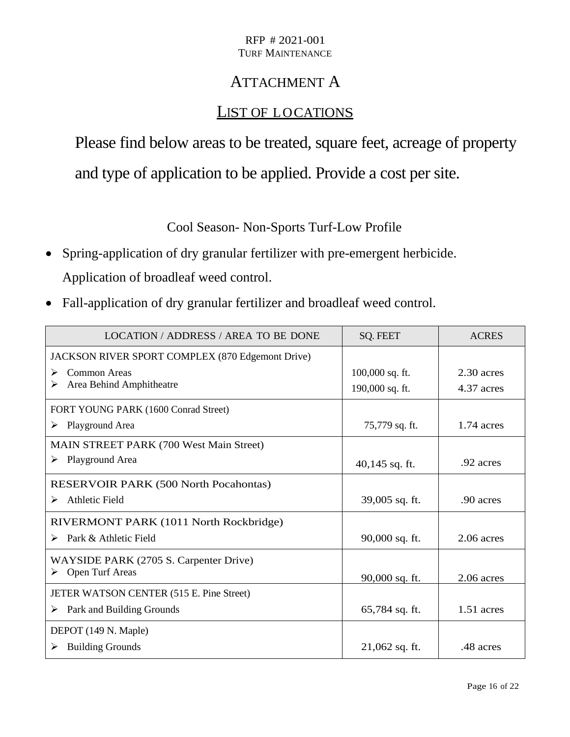RFP # 2021-001
TURF MAINTENANCE

# ATTACHMENT A

## LIST OF LOCATIONS

Please find below areas to be treated, square feet, acreage of property and type of application to be applied. Provide a cost per site.

Cool Season- Non-Sports Turf-Low Profile

- Spring-application of dry granular fertilizer with pre-emergent herbicide. Application of broadleaf weed control.
- Fall-application of dry granular fertilizer and broadleaf weed control.

| LOCATION / ADDRESS / AREA TO BE DONE | SQ. FEET | ACRES |
|---|---|---|
| JACKSON RIVER SPORT COMPLEX (870 Edgemont Drive) | | |
| ➢ Common Areas | 100,000 sq. ft. | 2.30 acres |
| ➢ Area Behind Amphitheatre | 190,000 sq. ft. | 4.37 acres |
| FORT YOUNG PARK (1600 Conrad Street) | | |
| ➢ Playground Area | 75,779 sq. ft. | 1.74 acres |
| MAIN STREET PARK (700 West Main Street) | | |
| ➢ Playground Area | 40,145 sq. ft. | .92 acres |
| RESERVOIR PARK (500 North Pocahontas) | | |
| ➢ Athletic Field | 39,005 sq. ft. | .90 acres |
| RIVERMONT PARK (1011 North Rockbridge) | | |
| ➢ Park & Athletic Field | 90,000 sq. ft. | 2.06 acres |
| WAYSIDE PARK (2705 S. Carpenter Drive) | | |
| ➢ Open Turf Areas | 90,000 sq. ft. | 2.06 acres |
| JETER WATSON CENTER (515 E. Pine Street) | | |
| ➢ Park and Building Grounds | 65,784 sq. ft. | 1.51 acres |
| DEPOT (149 N. Maple) | | |
| ➢ Building Grounds | 21,062 sq. ft. | .48 acres |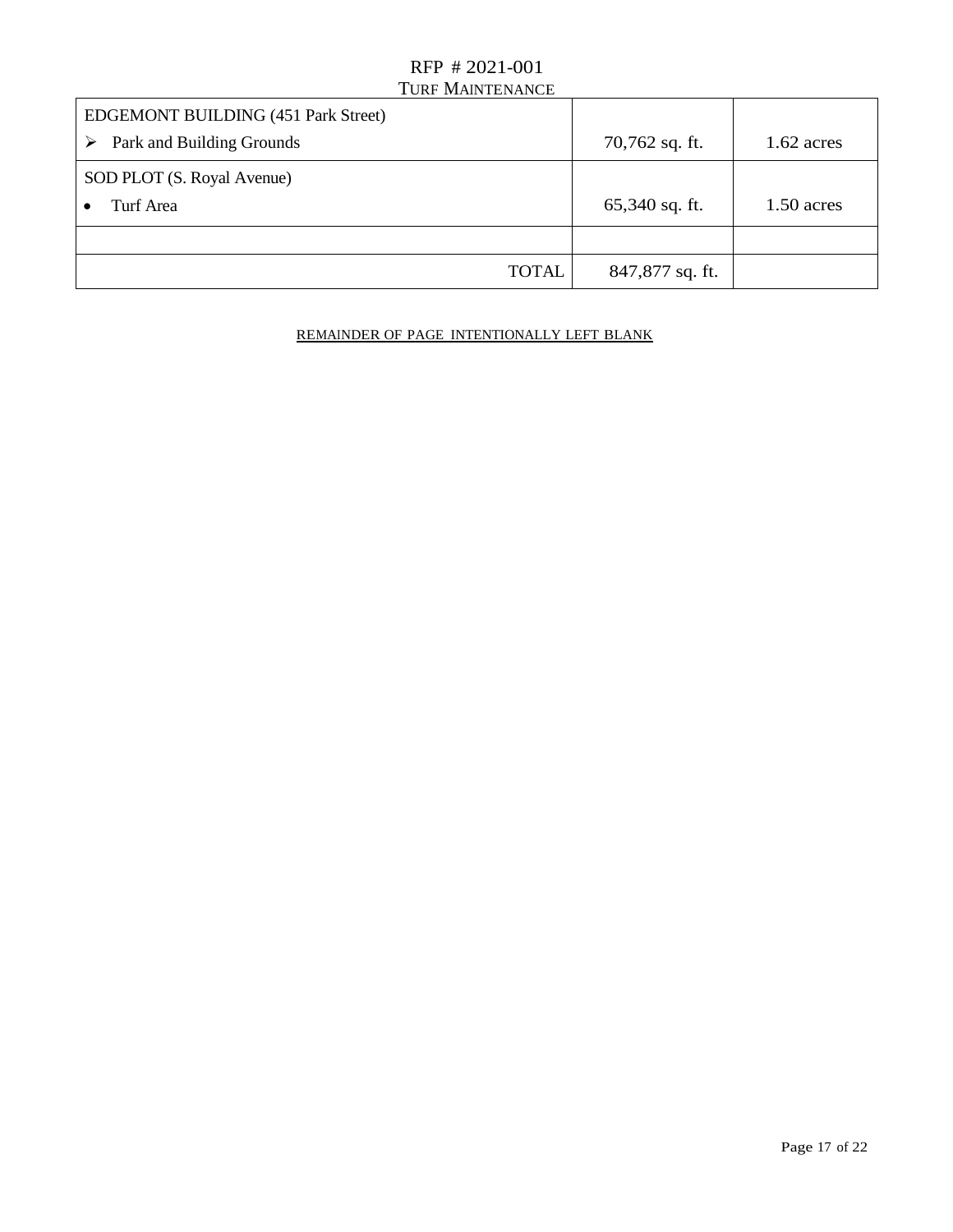| EDGEMONT BUILDING (451 Park Street) | | |
|---|---|---|
| ➢ Park and Building Grounds | 70,762 sq. ft. | 1.62 acres |
| SOD PLOT (S. Royal Avenue) | | |
| • Turf Area | 65,340 sq. ft. | 1.50 acres |
| | | |
| TOTAL | 847,877 sq. ft. | |

REMAINDER OF PAGE INTENTIONALLY LEFT BLANK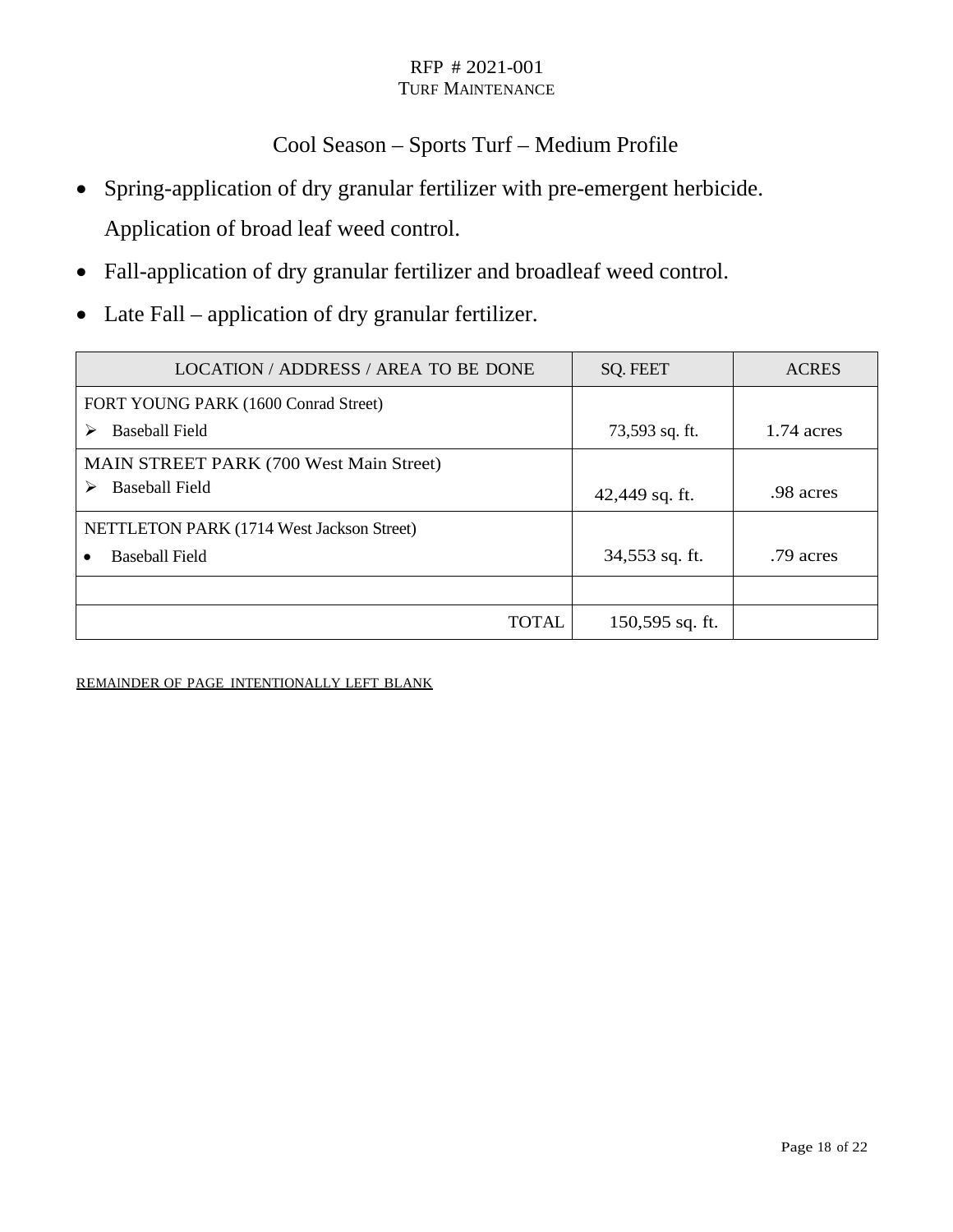# Cool Season – Sports Turf – Medium Profile

- Spring-application of dry granular fertilizer with pre-emergent herbicide. Application of broad leaf weed control.
- Fall-application of dry granular fertilizer and broadleaf weed control.
- Late Fall – application of dry granular fertilizer.

| LOCATION / ADDRESS / AREA TO BE DONE | SQ. FEET | ACRES |
|---|---|---|
| FORT YOUNG PARK (1600 Conrad Street)<br>➢ Baseball Field | 73,593 sq. ft. | 1.74 acres |
| MAIN STREET PARK (700 West Main Street)<br>➢ Baseball Field | 42,449 sq. ft. | .98 acres |
| NETTLETON PARK (1714 West Jackson Street)<br>• Baseball Field | 34,553 sq. ft. | .79 acres |
| | | |
| TOTAL | 150,595 sq. ft. | |

REMAINDER OF PAGE INTENTIONALLY LEFT BLANK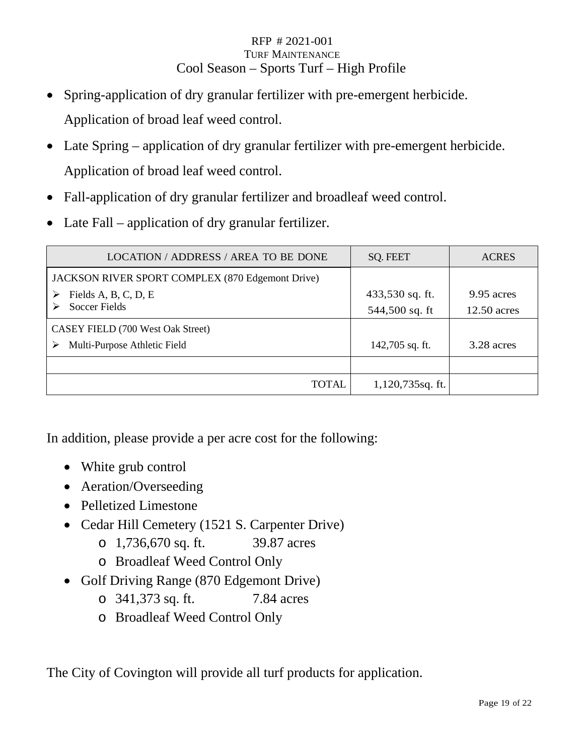RFP # 2021-001

TURF MAINTENANCE

Cool Season – Sports Turf – High Profile

- Spring-application of dry granular fertilizer with pre-emergent herbicide. Application of broad leaf weed control.
- Late Spring – application of dry granular fertilizer with pre-emergent herbicide. Application of broad leaf weed control.
- Fall-application of dry granular fertilizer and broadleaf weed control.
- Late Fall – application of dry granular fertilizer.

| LOCATION / ADDRESS / AREA TO BE DONE | SQ. FEET | ACRES |
|---|---|---|
| JACKSON RIVER SPORT COMPLEX (870 Edgemont Drive)<br>➢ Fields A, B, C, D, E<br>➢ Soccer Fields | 433,530 sq. ft.<br>544,500 sq. ft | 9.95 acres<br>12.50 acres |
| CASEY FIELD (700 West Oak Street)<br>➢ Multi-Purpose Athletic Field | 142,705 sq. ft. | 3.28 acres |
| | | |
| TOTAL | 1,120,735sq. ft. | |

In addition, please provide a per acre cost for the following:

- White grub control
- Aeration/Overseeding
- Pelletized Limestone
- Cedar Hill Cemetery (1521 S. Carpenter Drive)
  - 1,736,670 sq. ft. 39.87 acres
  - Broadleaf Weed Control Only
- Golf Driving Range (870 Edgemont Drive)
  - 341,373 sq. ft. 7.84 acres
  - Broadleaf Weed Control Only

The City of Covington will provide all turf products for application.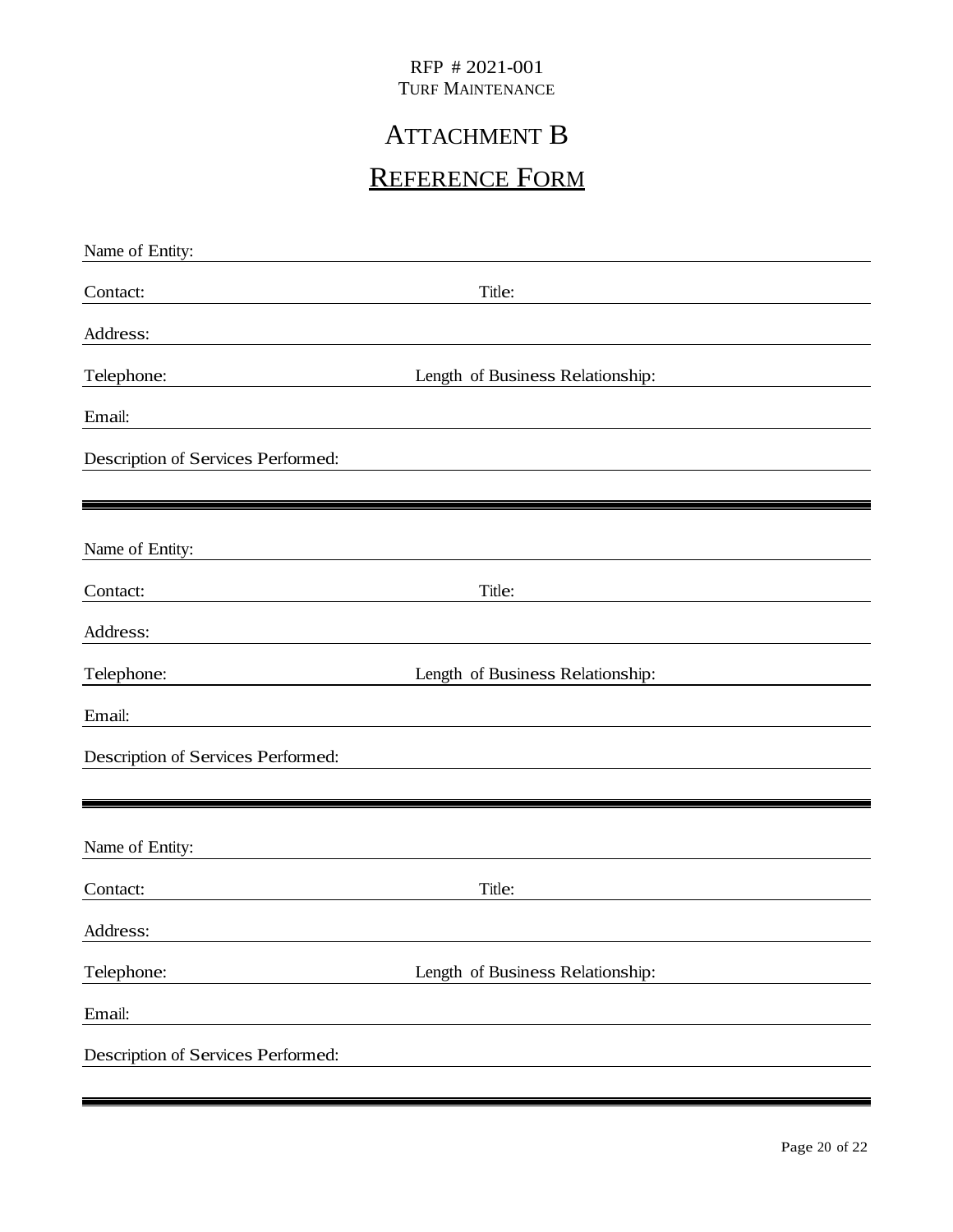RFP # 2021-001
TURF MAINTENANCE

# ATTACHMENT B

## REFERENCE FORM

Name of Entity: ______________________________________________

Contact: ______________________ Title: ______________________

Address: ______________________________________________

Telephone: ______________________ Length of Business Relationship: ______________________

Email: ______________________________________________

Description of Services Performed: ______________________________________________

---

Name of Entity: ______________________________________________

Contact: ______________________ Title: ______________________

Address: ______________________________________________

Telephone: ______________________ Length of Business Relationship: ______________________

Email: ______________________________________________

Description of Services Performed: ______________________________________________

---

Name of Entity: ______________________________________________

Contact: ______________________ Title: ______________________

Address: ______________________________________________

Telephone: ______________________ Length of Business Relationship: ______________________

Email: ______________________________________________

Description of Services Performed: ______________________________________________

---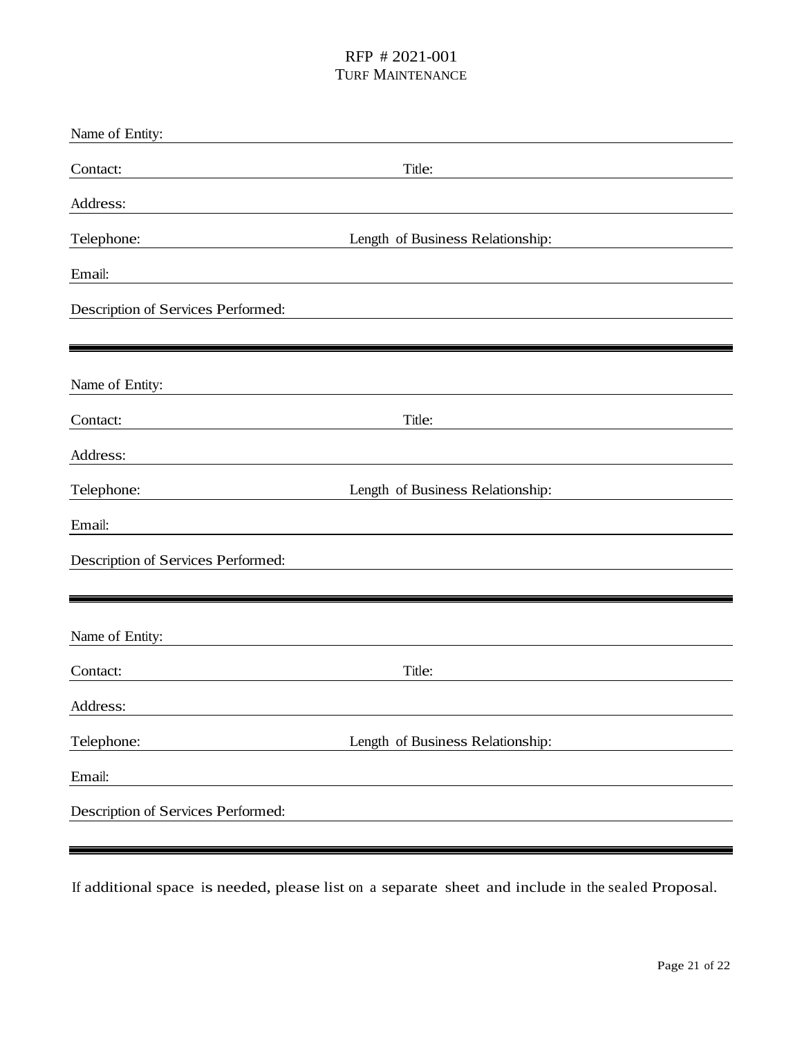RFP # 2021-001
TURF MAINTENANCE

Name of Entity: \_\_\_\_\_\_\_\_\_\_\_\_\_\_\_\_\_\_\_\_\_\_\_\_\_\_\_\_\_\_\_\_\_\_\_\_\_\_\_\_

Contact: \_\_\_\_\_\_\_\_\_\_\_\_\_\_\_\_\_\_\_\_ Title: \_\_\_\_\_\_\_\_\_\_\_\_\_\_\_\_\_\_\_\_

Address: \_\_\_\_\_\_\_\_\_\_\_\_\_\_\_\_\_\_\_\_\_\_\_\_\_\_\_\_\_\_\_\_\_\_\_\_\_\_\_\_

Telephone: \_\_\_\_\_\_\_\_\_\_\_\_\_\_\_\_\_\_\_\_ Length of Business Relationship: \_\_\_\_\_\_\_\_\_\_\_\_

Email: \_\_\_\_\_\_\_\_\_\_\_\_\_\_\_\_\_\_\_\_\_\_\_\_\_\_\_\_\_\_\_\_\_\_\_\_\_\_\_\_

Description of Services Performed: \_\_\_\_\_\_\_\_\_\_\_\_\_\_\_\_\_\_\_\_\_\_\_\_\_\_\_\_

---

Name of Entity: \_\_\_\_\_\_\_\_\_\_\_\_\_\_\_\_\_\_\_\_\_\_\_\_\_\_\_\_\_\_\_\_\_\_\_\_\_\_\_\_

Contact: \_\_\_\_\_\_\_\_\_\_\_\_\_\_\_\_\_\_\_\_ Title: \_\_\_\_\_\_\_\_\_\_\_\_\_\_\_\_\_\_\_\_

Address: \_\_\_\_\_\_\_\_\_\_\_\_\_\_\_\_\_\_\_\_\_\_\_\_\_\_\_\_\_\_\_\_\_\_\_\_\_\_\_\_

Telephone: \_\_\_\_\_\_\_\_\_\_\_\_\_\_\_\_\_\_\_\_ Length of Business Relationship: \_\_\_\_\_\_\_\_\_\_\_\_

Email: \_\_\_\_\_\_\_\_\_\_\_\_\_\_\_\_\_\_\_\_\_\_\_\_\_\_\_\_\_\_\_\_\_\_\_\_\_\_\_\_

Description of Services Performed: \_\_\_\_\_\_\_\_\_\_\_\_\_\_\_\_\_\_\_\_\_\_\_\_\_\_\_\_

---

Name of Entity: \_\_\_\_\_\_\_\_\_\_\_\_\_\_\_\_\_\_\_\_\_\_\_\_\_\_\_\_\_\_\_\_\_\_\_\_\_\_\_\_

Contact: \_\_\_\_\_\_\_\_\_\_\_\_\_\_\_\_\_\_\_\_ Title: \_\_\_\_\_\_\_\_\_\_\_\_\_\_\_\_\_\_\_\_

Address: \_\_\_\_\_\_\_\_\_\_\_\_\_\_\_\_\_\_\_\_\_\_\_\_\_\_\_\_\_\_\_\_\_\_\_\_\_\_\_\_

Telephone: \_\_\_\_\_\_\_\_\_\_\_\_\_\_\_\_\_\_\_\_ Length of Business Relationship: \_\_\_\_\_\_\_\_\_\_\_\_

Email: \_\_\_\_\_\_\_\_\_\_\_\_\_\_\_\_\_\_\_\_\_\_\_\_\_\_\_\_\_\_\_\_\_\_\_\_\_\_\_\_

Description of Services Performed: \_\_\_\_\_\_\_\_\_\_\_\_\_\_\_\_\_\_\_\_\_\_\_\_\_\_\_\_

---

If additional space is needed, please list on a separate sheet and include in the sealed Proposal.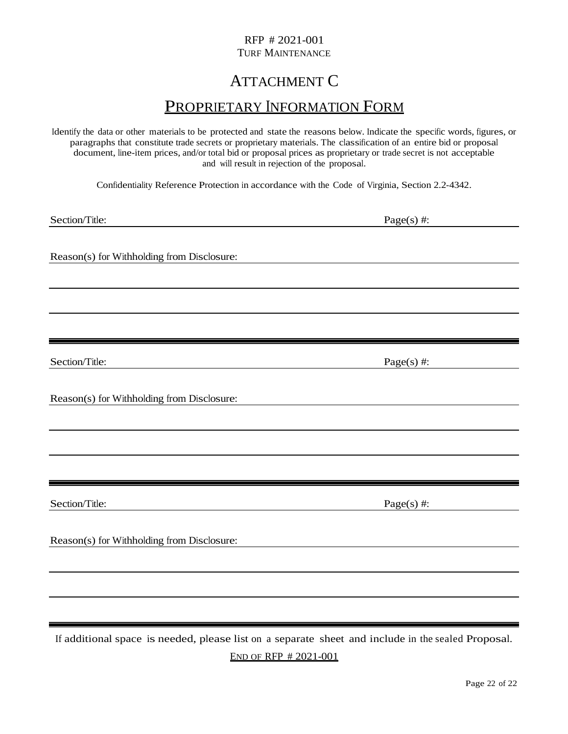RFP # 2021-001
TURF MAINTENANCE

# ATTACHMENT C

## PROPRIETARY INFORMATION FORM

Identify the data or other materials to be protected and state the reasons below. Indicate the specific words, figures, or paragraphs that constitute trade secrets or proprietary materials. The classification of an entire bid or proposal document, line-item prices, and/or total bid or proposal prices as proprietary or trade secret is not acceptable and will result in rejection of the proposal.

Confidentiality Reference Protection in accordance with the Code of Virginia, Section 2.2-4342.

Section/Title: ______________________________ Page(s) #: ____________

Reason(s) for Withholding from Disclosure: ______________________________

______________________________________________________________

______________________________________________________________

---

Section/Title: ______________________________ Page(s) #: ____________

Reason(s) for Withholding from Disclosure: ______________________________

______________________________________________________________

______________________________________________________________

---

Section/Title: ______________________________ Page(s) #: ____________

Reason(s) for Withholding from Disclosure: ______________________________

______________________________________________________________

______________________________________________________________

---

If additional space is needed, please list on a separate sheet and include in the sealed Proposal.

END OF RFP # 2021-001